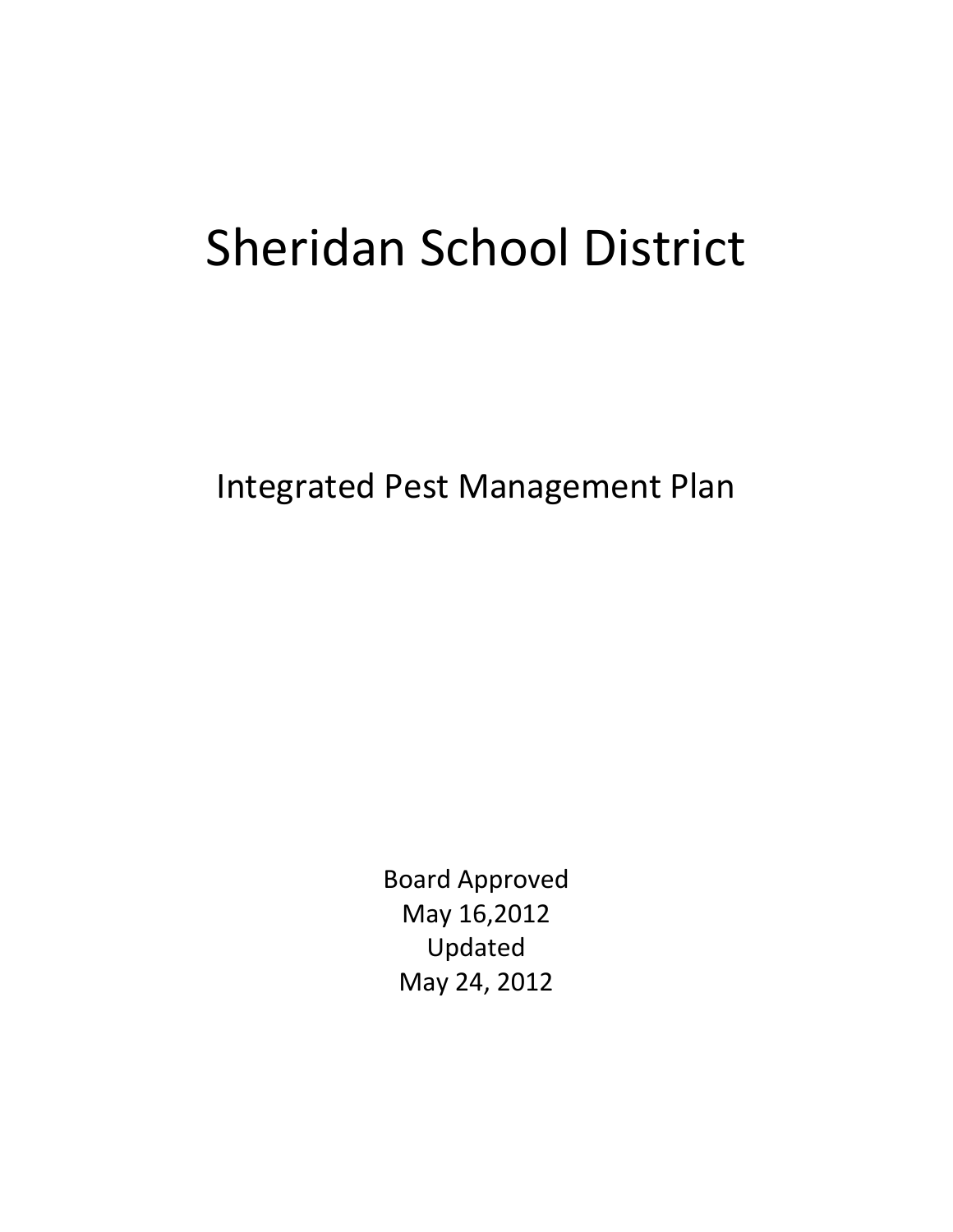# Sheridan School District

## Integrated Pest Management Plan

Board Approved
May 16,2012
Updated
May 24, 2012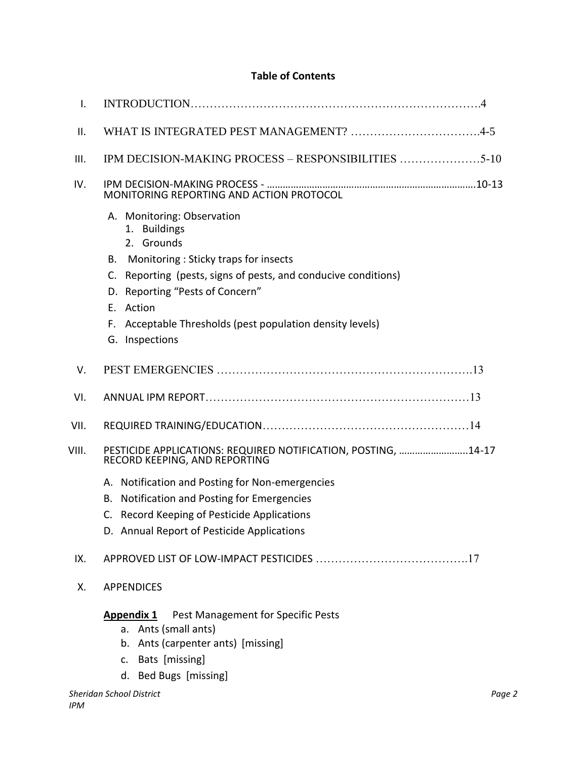**Table of Contents**

I. INTRODUCTION……………………………………………………………………….4

II. WHAT IS INTEGRATED PEST MANAGEMENT? …………………………….4-5

III. IPM DECISION-MAKING PROCESS – RESPONSIBILITIES …………………5-10

IV. IPM DECISION-MAKING PROCESS - ………………………………………………………………….10-13
MONITORING REPORTING AND ACTION PROTOCOL

- A. Monitoring: Observation
  1. Buildings
  2. Grounds
- B. Monitoring : Sticky traps for insects
- C. Reporting (pests, signs of pests, and conducive conditions)
- D. Reporting "Pests of Concern"
- E. Action
- F. Acceptable Thresholds (pest population density levels)
- G. Inspections

V. PEST EMERGENCIES …………………………………………………………..13

VI. ANNUAL IPM REPORT……………………………………………………………13

VII. REQUIRED TRAINING/EDUCATION……………………………………………14

VIII. PESTICIDE APPLICATIONS: REQUIRED NOTIFICATION, POSTING, ……………………..14-17
RECORD KEEPING, AND REPORTING

- A. Notification and Posting for Non-emergencies
- B. Notification and Posting for Emergencies
- C. Record Keeping of Pesticide Applications
- D. Annual Report of Pesticide Applications

IX. APPROVED LIST OF LOW-IMPACT PESTICIDES ………………………………….17

X. APPENDICES

**Appendix 1** Pest Management for Specific Pests

- a. Ants (small ants)
- b. Ants (carpenter ants) [missing]
- c. Bats [missing]
- d. Bed Bugs [missing]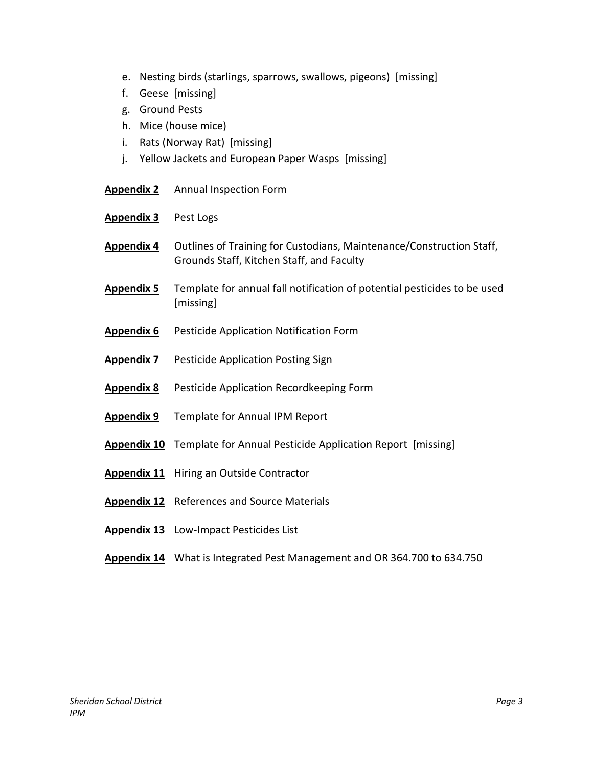e. Nesting birds (starlings, sparrows, swallows, pigeons) [missing]
f. Geese [missing]
g. Ground Pests
h. Mice (house mice)
i. Rats (Norway Rat) [missing]
j. Yellow Jackets and European Paper Wasps [missing]

**Appendix 2** Annual Inspection Form

**Appendix 3** Pest Logs

**Appendix 4** Outlines of Training for Custodians, Maintenance/Construction Staff, Grounds Staff, Kitchen Staff, and Faculty

**Appendix 5** Template for annual fall notification of potential pesticides to be used [missing]

**Appendix 6** Pesticide Application Notification Form

**Appendix 7** Pesticide Application Posting Sign

**Appendix 8** Pesticide Application Recordkeeping Form

**Appendix 9** Template for Annual IPM Report

**Appendix 10** Template for Annual Pesticide Application Report [missing]

**Appendix 11** Hiring an Outside Contractor

**Appendix 12** References and Source Materials

**Appendix 13** Low-Impact Pesticides List

**Appendix 14** What is Integrated Pest Management and OR 364.700 to 634.750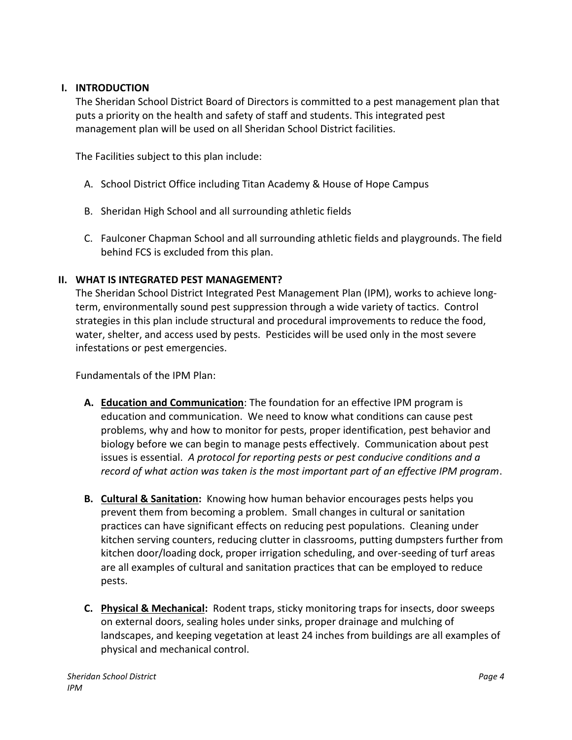## I. INTRODUCTION

The Sheridan School District Board of Directors is committed to a pest management plan that puts a priority on the health and safety of staff and students. This integrated pest management plan will be used on all Sheridan School District facilities.

The Facilities subject to this plan include:

A. School District Office including Titan Academy & House of Hope Campus

B. Sheridan High School and all surrounding athletic fields

C. Faulconer Chapman School and all surrounding athletic fields and playgrounds. The field behind FCS is excluded from this plan.

## II. WHAT IS INTEGRATED PEST MANAGEMENT?

The Sheridan School District Integrated Pest Management Plan (IPM), works to achieve long-term, environmentally sound pest suppression through a wide variety of tactics. Control strategies in this plan include structural and procedural improvements to reduce the food, water, shelter, and access used by pests. Pesticides will be used only in the most severe infestations or pest emergencies.

Fundamentals of the IPM Plan:

**A. Education and Communication**: The foundation for an effective IPM program is education and communication. We need to know what conditions can cause pest problems, why and how to monitor for pests, proper identification, pest behavior and biology before we can begin to manage pests effectively. Communication about pest issues is essential. *A protocol for reporting pests or pest conducive conditions and a record of what action was taken is the most important part of an effective IPM program*.

**B. Cultural & Sanitation:** Knowing how human behavior encourages pests helps you prevent them from becoming a problem. Small changes in cultural or sanitation practices can have significant effects on reducing pest populations. Cleaning under kitchen serving counters, reducing clutter in classrooms, putting dumpsters further from kitchen door/loading dock, proper irrigation scheduling, and over-seeding of turf areas are all examples of cultural and sanitation practices that can be employed to reduce pests.

**C. Physical & Mechanical:** Rodent traps, sticky monitoring traps for insects, door sweeps on external doors, sealing holes under sinks, proper drainage and mulching of landscapes, and keeping vegetation at least 24 inches from buildings are all examples of physical and mechanical control.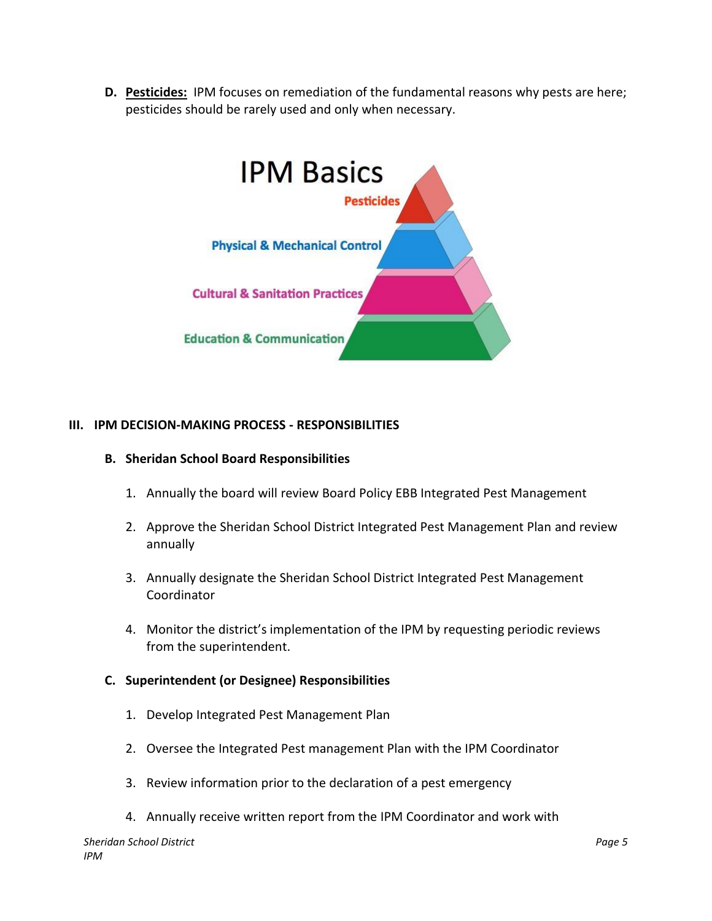**D. <u>Pesticides:</u>** IPM focuses on remediation of the fundamental reasons why pests are here; pesticides should be rarely used and only when necessary.

IPM Basics

Pesticides

Physical & Mechanical Control

Cultural & Sanitation Practices

Education & Communication

## III. IPM DECISION-MAKING PROCESS - RESPONSIBILITIES

### B. Sheridan School Board Responsibilities

1. Annually the board will review Board Policy EBB Integrated Pest Management
2. Approve the Sheridan School District Integrated Pest Management Plan and review annually
3. Annually designate the Sheridan School District Integrated Pest Management Coordinator
4. Monitor the district's implementation of the IPM by requesting periodic reviews from the superintendent.

### C. Superintendent (or Designee) Responsibilities

1. Develop Integrated Pest Management Plan
2. Oversee the Integrated Pest management Plan with the IPM Coordinator
3. Review information prior to the declaration of a pest emergency
4. Annually receive written report from the IPM Coordinator and work with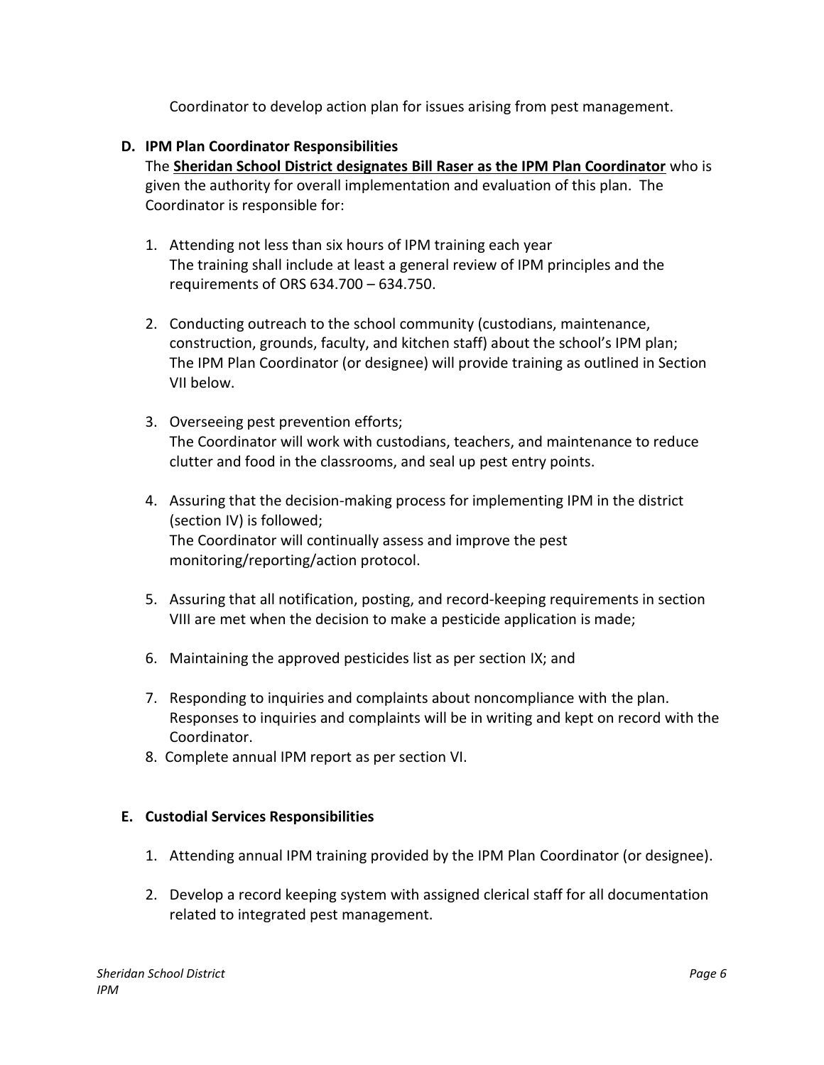Coordinator to develop action plan for issues arising from pest management.

### D. IPM Plan Coordinator Responsibilities

The **Sheridan School District designates Bill Raser as the IPM Plan Coordinator** who is given the authority for overall implementation and evaluation of this plan. The Coordinator is responsible for:

1. Attending not less than six hours of IPM training each year
   The training shall include at least a general review of IPM principles and the requirements of ORS 634.700 – 634.750.

2. Conducting outreach to the school community (custodians, maintenance, construction, grounds, faculty, and kitchen staff) about the school's IPM plan;
   The IPM Plan Coordinator (or designee) will provide training as outlined in Section VII below.

3. Overseeing pest prevention efforts;
   The Coordinator will work with custodians, teachers, and maintenance to reduce clutter and food in the classrooms, and seal up pest entry points.

4. Assuring that the decision-making process for implementing IPM in the district (section IV) is followed;
   The Coordinator will continually assess and improve the pest monitoring/reporting/action protocol.

5. Assuring that all notification, posting, and record-keeping requirements in section VIII are met when the decision to make a pesticide application is made;

6. Maintaining the approved pesticides list as per section IX; and

7. Responding to inquiries and complaints about noncompliance with the plan. Responses to inquiries and complaints will be in writing and kept on record with the Coordinator.
8. Complete annual IPM report as per section VI.

### E. Custodial Services Responsibilities

1. Attending annual IPM training provided by the IPM Plan Coordinator (or designee).

2. Develop a record keeping system with assigned clerical staff for all documentation related to integrated pest management.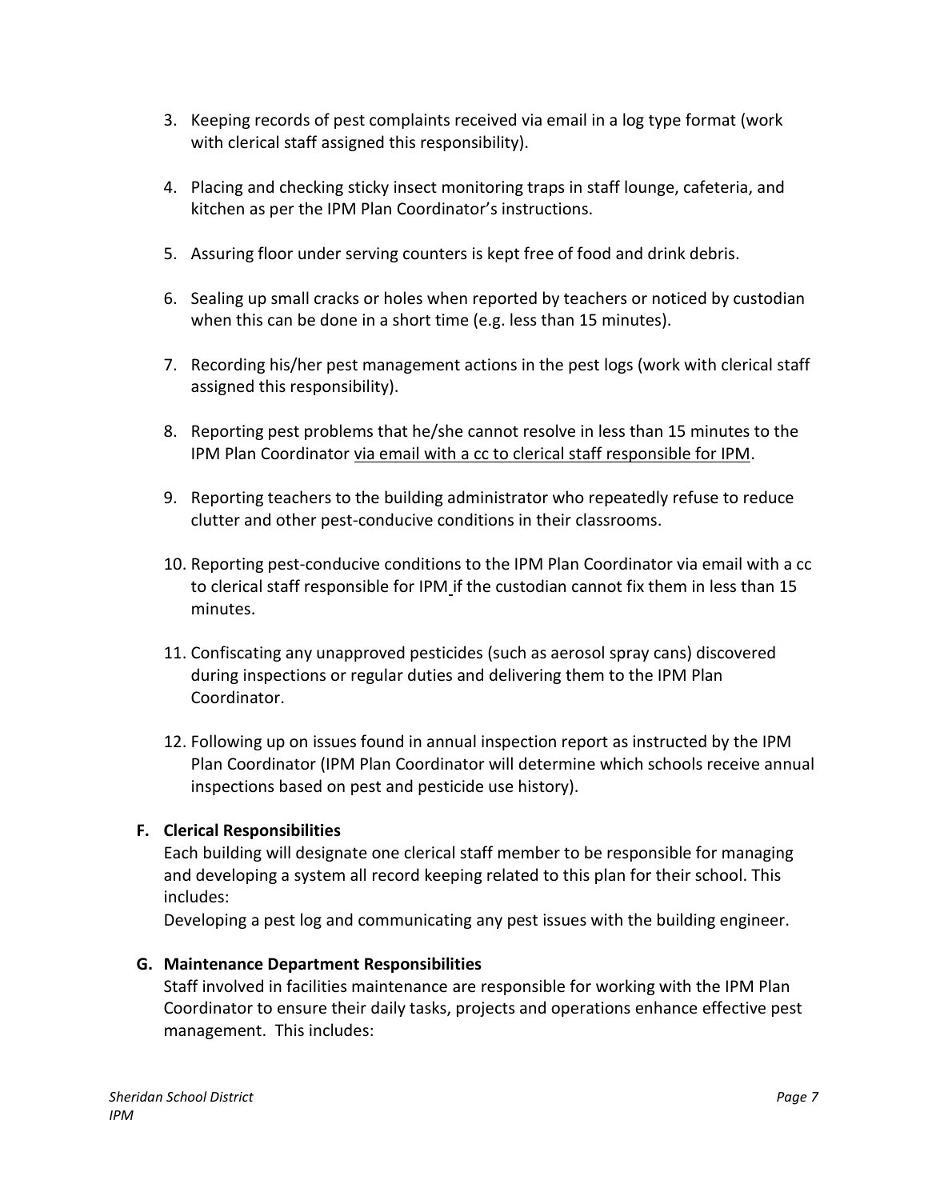3. Keeping records of pest complaints received via email in a log type format (work with clerical staff assigned this responsibility).

4. Placing and checking sticky insect monitoring traps in staff lounge, cafeteria, and kitchen as per the IPM Plan Coordinator's instructions.

5. Assuring floor under serving counters is kept free of food and drink debris.

6. Sealing up small cracks or holes when reported by teachers or noticed by custodian when this can be done in a short time (e.g. less than 15 minutes).

7. Recording his/her pest management actions in the pest logs (work with clerical staff assigned this responsibility).

8. Reporting pest problems that he/she cannot resolve in less than 15 minutes to the IPM Plan Coordinator <u>via email with a cc to clerical staff responsible for IPM</u>.

9. Reporting teachers to the building administrator who repeatedly refuse to reduce clutter and other pest-conducive conditions in their classrooms.

10. Reporting pest-conducive conditions to the IPM Plan Coordinator via email with a cc to clerical staff responsible for IPM if the custodian cannot fix them in less than 15 minutes.

11. Confiscating any unapproved pesticides (such as aerosol spray cans) discovered during inspections or regular duties and delivering them to the IPM Plan Coordinator.

12. Following up on issues found in annual inspection report as instructed by the IPM Plan Coordinator (IPM Plan Coordinator will determine which schools receive annual inspections based on pest and pesticide use history).

### F. Clerical Responsibilities

Each building will designate one clerical staff member to be responsible for managing and developing a system all record keeping related to this plan for their school. This includes:

Developing a pest log and communicating any pest issues with the building engineer.

### G. Maintenance Department Responsibilities

Staff involved in facilities maintenance are responsible for working with the IPM Plan Coordinator to ensure their daily tasks, projects and operations enhance effective pest management. This includes: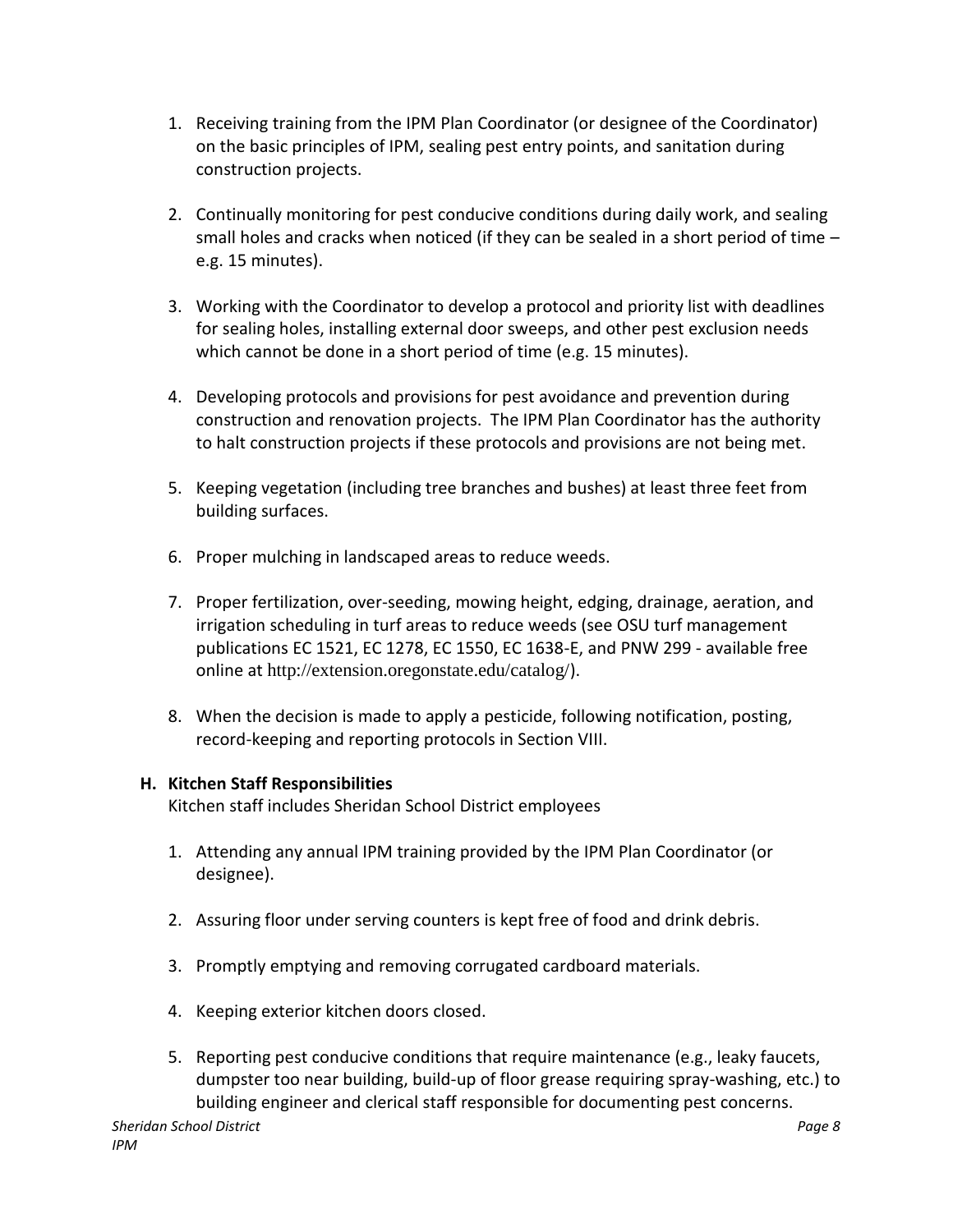1. Receiving training from the IPM Plan Coordinator (or designee of the Coordinator) on the basic principles of IPM, sealing pest entry points, and sanitation during construction projects.

2. Continually monitoring for pest conducive conditions during daily work, and sealing small holes and cracks when noticed (if they can be sealed in a short period of time – e.g. 15 minutes).

3. Working with the Coordinator to develop a protocol and priority list with deadlines for sealing holes, installing external door sweeps, and other pest exclusion needs which cannot be done in a short period of time (e.g. 15 minutes).

4. Developing protocols and provisions for pest avoidance and prevention during construction and renovation projects. The IPM Plan Coordinator has the authority to halt construction projects if these protocols and provisions are not being met.

5. Keeping vegetation (including tree branches and bushes) at least three feet from building surfaces.

6. Proper mulching in landscaped areas to reduce weeds.

7. Proper fertilization, over-seeding, mowing height, edging, drainage, aeration, and irrigation scheduling in turf areas to reduce weeds (see OSU turf management publications EC 1521, EC 1278, EC 1550, EC 1638-E, and PNW 299 - available free online at http://extension.oregonstate.edu/catalog/).

8. When the decision is made to apply a pesticide, following notification, posting, record-keeping and reporting protocols in Section VIII.

### H. Kitchen Staff Responsibilities

Kitchen staff includes Sheridan School District employees

1. Attending any annual IPM training provided by the IPM Plan Coordinator (or designee).

2. Assuring floor under serving counters is kept free of food and drink debris.

3. Promptly emptying and removing corrugated cardboard materials.

4. Keeping exterior kitchen doors closed.

5. Reporting pest conducive conditions that require maintenance (e.g., leaky faucets, dumpster too near building, build-up of floor grease requiring spray-washing, etc.) to building engineer and clerical staff responsible for documenting pest concerns.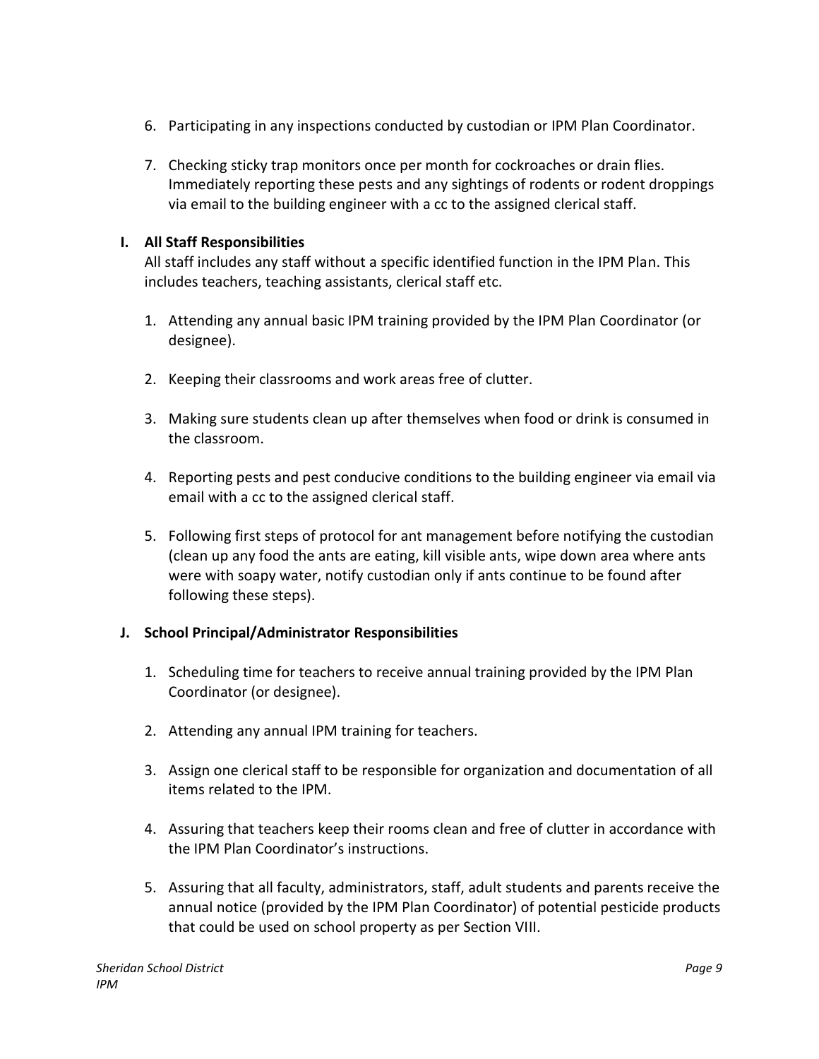6. Participating in any inspections conducted by custodian or IPM Plan Coordinator.

7. Checking sticky trap monitors once per month for cockroaches or drain flies. Immediately reporting these pests and any sightings of rodents or rodent droppings via email to the building engineer with a cc to the assigned clerical staff.

**I. All Staff Responsibilities**

All staff includes any staff without a specific identified function in the IPM Plan. This includes teachers, teaching assistants, clerical staff etc.

1. Attending any annual basic IPM training provided by the IPM Plan Coordinator (or designee).

2. Keeping their classrooms and work areas free of clutter.

3. Making sure students clean up after themselves when food or drink is consumed in the classroom.

4. Reporting pests and pest conducive conditions to the building engineer via email via email with a cc to the assigned clerical staff.

5. Following first steps of protocol for ant management before notifying the custodian (clean up any food the ants are eating, kill visible ants, wipe down area where ants were with soapy water, notify custodian only if ants continue to be found after following these steps).

**J. School Principal/Administrator Responsibilities**

1. Scheduling time for teachers to receive annual training provided by the IPM Plan Coordinator (or designee).

2. Attending any annual IPM training for teachers.

3. Assign one clerical staff to be responsible for organization and documentation of all items related to the IPM.

4. Assuring that teachers keep their rooms clean and free of clutter in accordance with the IPM Plan Coordinator's instructions.

5. Assuring that all faculty, administrators, staff, adult students and parents receive the annual notice (provided by the IPM Plan Coordinator) of potential pesticide products that could be used on school property as per Section VIII.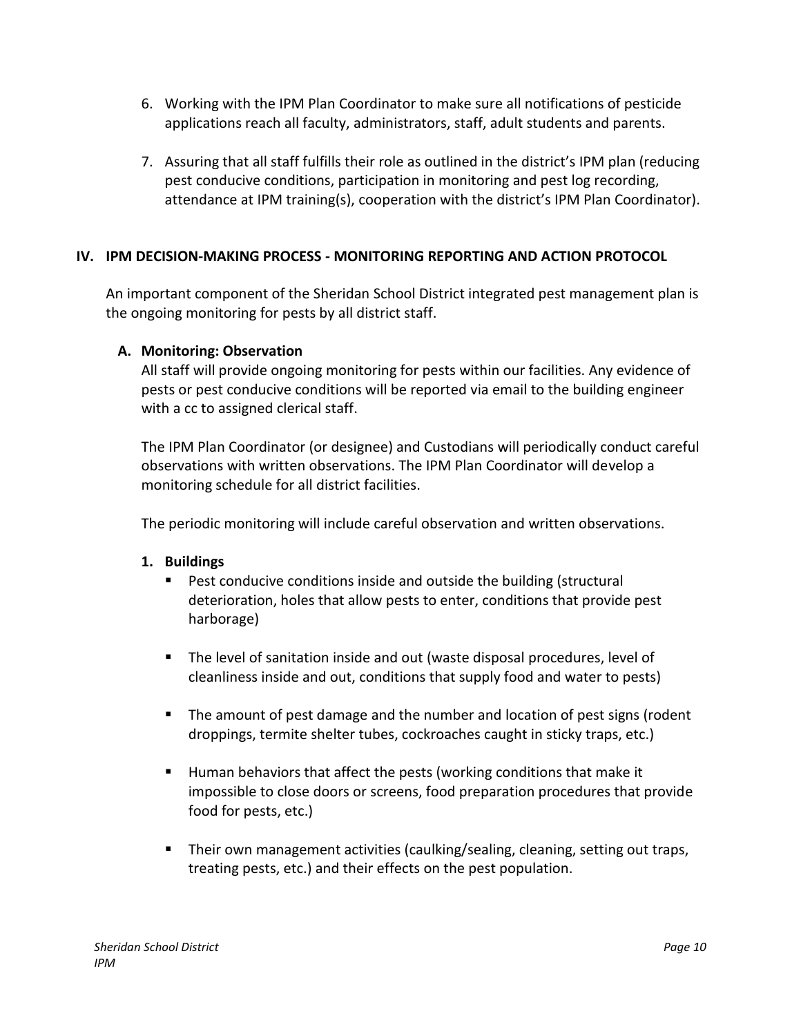6. Working with the IPM Plan Coordinator to make sure all notifications of pesticide applications reach all faculty, administrators, staff, adult students and parents.

7. Assuring that all staff fulfills their role as outlined in the district's IPM plan (reducing pest conducive conditions, participation in monitoring and pest log recording, attendance at IPM training(s), cooperation with the district's IPM Plan Coordinator).

## IV. IPM DECISION-MAKING PROCESS - MONITORING REPORTING AND ACTION PROTOCOL

An important component of the Sheridan School District integrated pest management plan is the ongoing monitoring for pests by all district staff.

### A. Monitoring: Observation

All staff will provide ongoing monitoring for pests within our facilities. Any evidence of pests or pest conducive conditions will be reported via email to the building engineer with a cc to assigned clerical staff.

The IPM Plan Coordinator (or designee) and Custodians will periodically conduct careful observations with written observations. The IPM Plan Coordinator will develop a monitoring schedule for all district facilities.

The periodic monitoring will include careful observation and written observations.

#### 1. Buildings

- Pest conducive conditions inside and outside the building (structural deterioration, holes that allow pests to enter, conditions that provide pest harborage)

- The level of sanitation inside and out (waste disposal procedures, level of cleanliness inside and out, conditions that supply food and water to pests)

- The amount of pest damage and the number and location of pest signs (rodent droppings, termite shelter tubes, cockroaches caught in sticky traps, etc.)

- Human behaviors that affect the pests (working conditions that make it impossible to close doors or screens, food preparation procedures that provide food for pests, etc.)

- Their own management activities (caulking/sealing, cleaning, setting out traps, treating pests, etc.) and their effects on the pest population.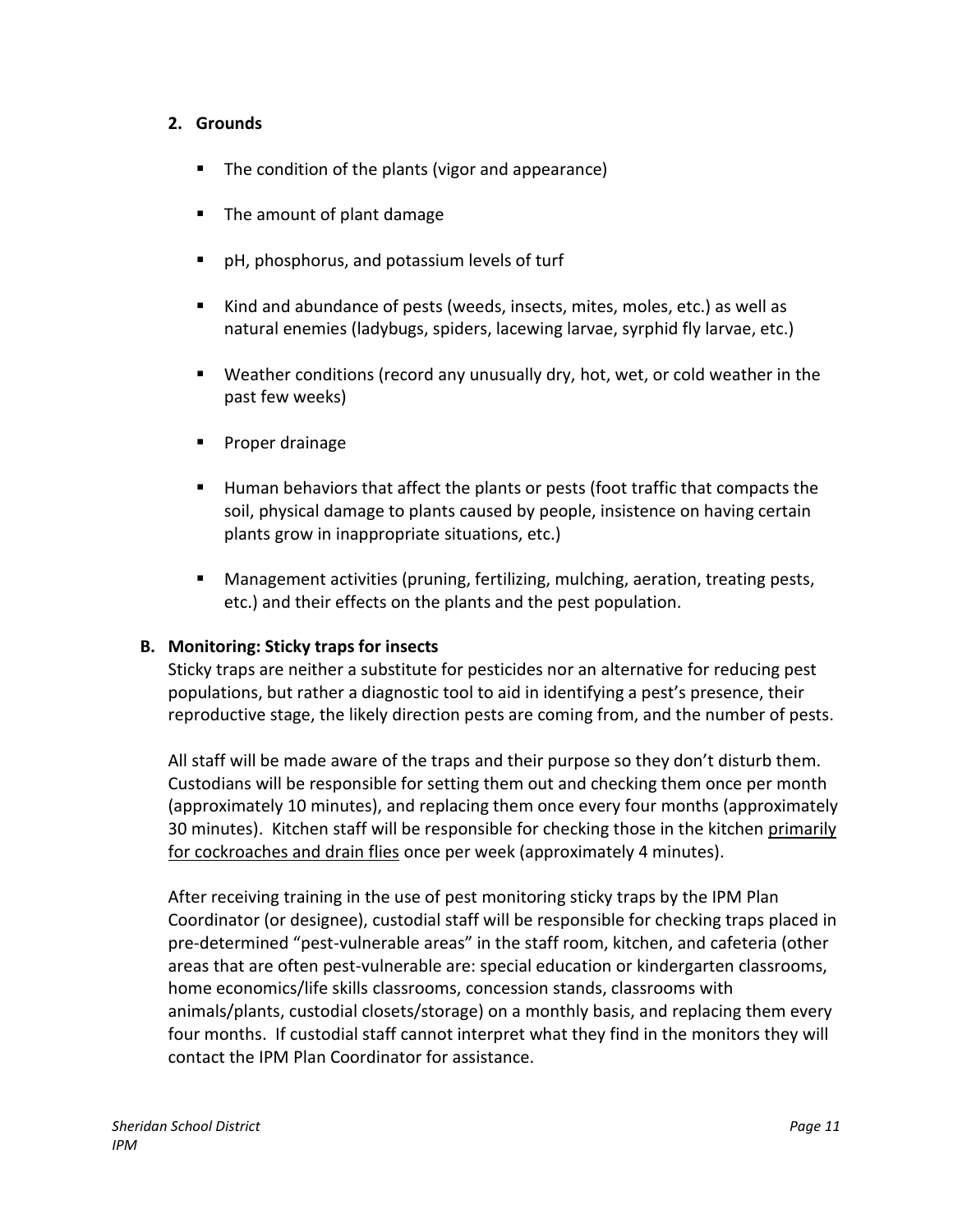**2. Grounds**

- The condition of the plants (vigor and appearance)
- The amount of plant damage
- pH, phosphorus, and potassium levels of turf
- Kind and abundance of pests (weeds, insects, mites, moles, etc.) as well as natural enemies (ladybugs, spiders, lacewing larvae, syrphid fly larvae, etc.)
- Weather conditions (record any unusually dry, hot, wet, or cold weather in the past few weeks)
- Proper drainage
- Human behaviors that affect the plants or pests (foot traffic that compacts the soil, physical damage to plants caused by people, insistence on having certain plants grow in inappropriate situations, etc.)
- Management activities (pruning, fertilizing, mulching, aeration, treating pests, etc.) and their effects on the plants and the pest population.

**B. Monitoring: Sticky traps for insects**

Sticky traps are neither a substitute for pesticides nor an alternative for reducing pest populations, but rather a diagnostic tool to aid in identifying a pest's presence, their reproductive stage, the likely direction pests are coming from, and the number of pests.

All staff will be made aware of the traps and their purpose so they don't disturb them. Custodians will be responsible for setting them out and checking them once per month (approximately 10 minutes), and replacing them once every four months (approximately 30 minutes). Kitchen staff will be responsible for checking those in the kitchen primarily for cockroaches and drain flies once per week (approximately 4 minutes).

After receiving training in the use of pest monitoring sticky traps by the IPM Plan Coordinator (or designee), custodial staff will be responsible for checking traps placed in pre-determined "pest-vulnerable areas" in the staff room, kitchen, and cafeteria (other areas that are often pest-vulnerable are: special education or kindergarten classrooms, home economics/life skills classrooms, concession stands, classrooms with animals/plants, custodial closets/storage) on a monthly basis, and replacing them every four months. If custodial staff cannot interpret what they find in the monitors they will contact the IPM Plan Coordinator for assistance.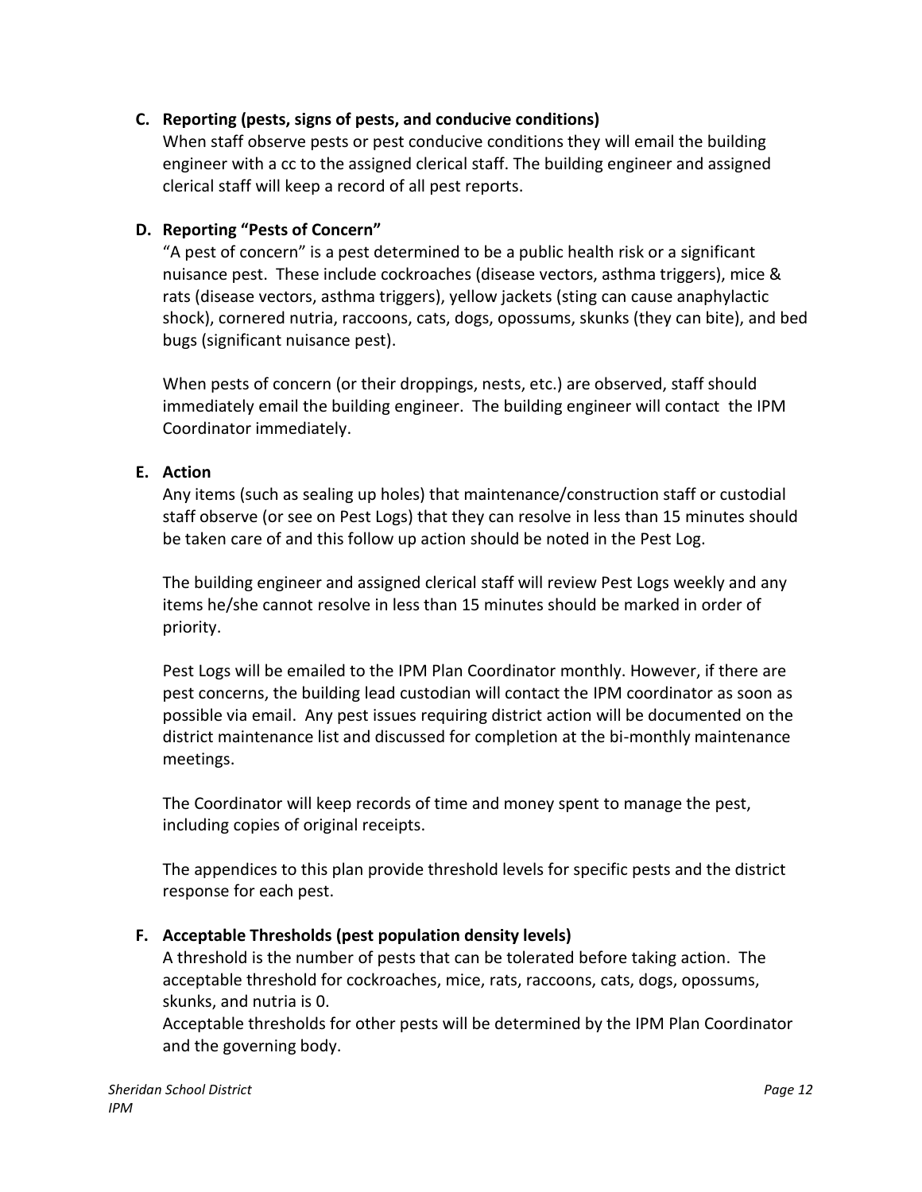**C. Reporting (pests, signs of pests, and conducive conditions)**

When staff observe pests or pest conducive conditions they will email the building engineer with a cc to the assigned clerical staff. The building engineer and assigned clerical staff will keep a record of all pest reports.

**D. Reporting "Pests of Concern"**

"A pest of concern" is a pest determined to be a public health risk or a significant nuisance pest. These include cockroaches (disease vectors, asthma triggers), mice & rats (disease vectors, asthma triggers), yellow jackets (sting can cause anaphylactic shock), cornered nutria, raccoons, cats, dogs, opossums, skunks (they can bite), and bed bugs (significant nuisance pest).

When pests of concern (or their droppings, nests, etc.) are observed, staff should immediately email the building engineer. The building engineer will contact the IPM Coordinator immediately.

**E. Action**

Any items (such as sealing up holes) that maintenance/construction staff or custodial staff observe (or see on Pest Logs) that they can resolve in less than 15 minutes should be taken care of and this follow up action should be noted in the Pest Log.

The building engineer and assigned clerical staff will review Pest Logs weekly and any items he/she cannot resolve in less than 15 minutes should be marked in order of priority.

Pest Logs will be emailed to the IPM Plan Coordinator monthly. However, if there are pest concerns, the building lead custodian will contact the IPM coordinator as soon as possible via email. Any pest issues requiring district action will be documented on the district maintenance list and discussed for completion at the bi-monthly maintenance meetings.

The Coordinator will keep records of time and money spent to manage the pest, including copies of original receipts.

The appendices to this plan provide threshold levels for specific pests and the district response for each pest.

**F. Acceptable Thresholds (pest population density levels)**

A threshold is the number of pests that can be tolerated before taking action. The acceptable threshold for cockroaches, mice, rats, raccoons, cats, dogs, opossums, skunks, and nutria is 0.

Acceptable thresholds for other pests will be determined by the IPM Plan Coordinator and the governing body.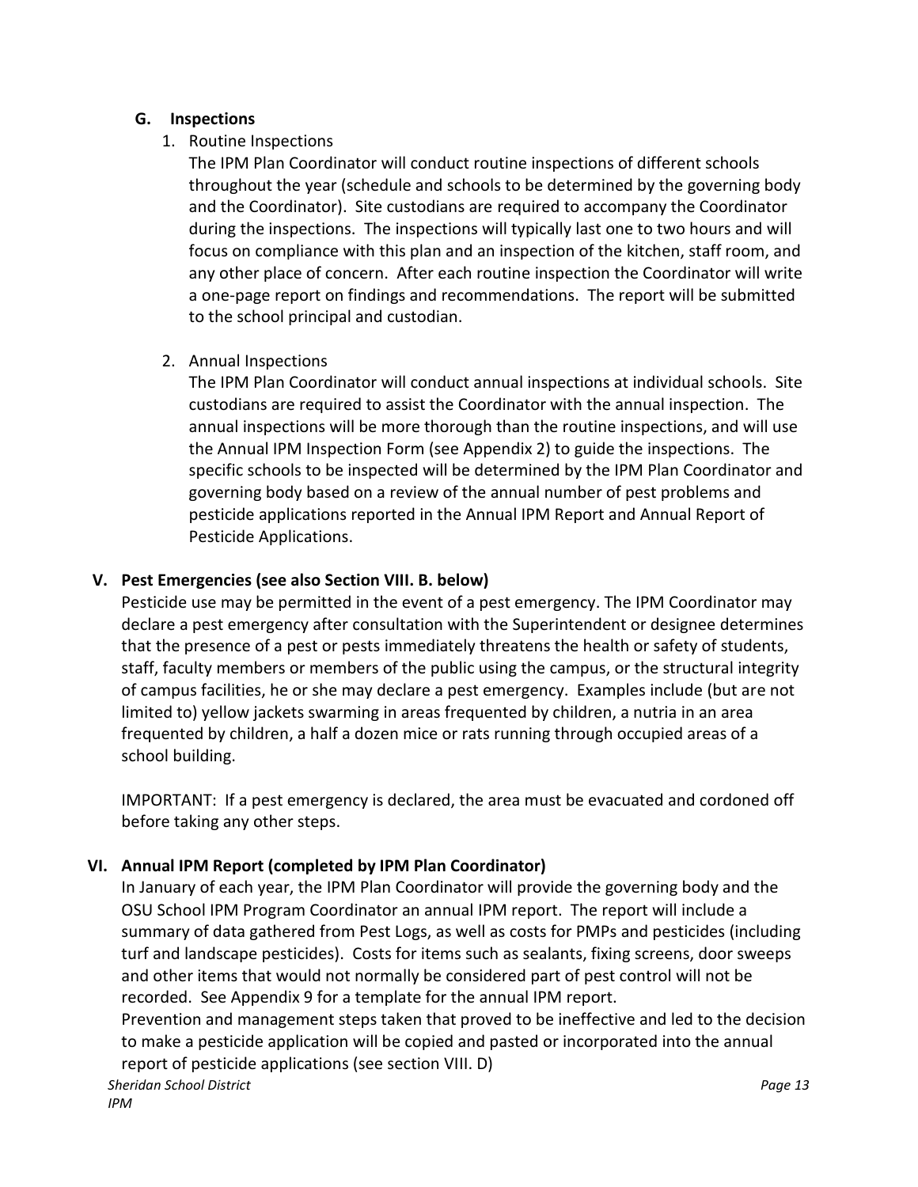### G. Inspections

1. Routine Inspections

   The IPM Plan Coordinator will conduct routine inspections of different schools throughout the year (schedule and schools to be determined by the governing body and the Coordinator). Site custodians are required to accompany the Coordinator during the inspections. The inspections will typically last one to two hours and will focus on compliance with this plan and an inspection of the kitchen, staff room, and any other place of concern. After each routine inspection the Coordinator will write a one-page report on findings and recommendations. The report will be submitted to the school principal and custodian.

2. Annual Inspections

   The IPM Plan Coordinator will conduct annual inspections at individual schools. Site custodians are required to assist the Coordinator with the annual inspection. The annual inspections will be more thorough than the routine inspections, and will use the Annual IPM Inspection Form (see Appendix 2) to guide the inspections. The specific schools to be inspected will be determined by the IPM Plan Coordinator and governing body based on a review of the annual number of pest problems and pesticide applications reported in the Annual IPM Report and Annual Report of Pesticide Applications.

## V. Pest Emergencies (see also Section VIII. B. below)

Pesticide use may be permitted in the event of a pest emergency. The IPM Coordinator may declare a pest emergency after consultation with the Superintendent or designee determines that the presence of a pest or pests immediately threatens the health or safety of students, staff, faculty members or members of the public using the campus, or the structural integrity of campus facilities, he or she may declare a pest emergency. Examples include (but are not limited to) yellow jackets swarming in areas frequented by children, a nutria in an area frequented by children, a half a dozen mice or rats running through occupied areas of a school building.

IMPORTANT: If a pest emergency is declared, the area must be evacuated and cordoned off before taking any other steps.

## VI. Annual IPM Report (completed by IPM Plan Coordinator)

In January of each year, the IPM Plan Coordinator will provide the governing body and the OSU School IPM Program Coordinator an annual IPM report. The report will include a summary of data gathered from Pest Logs, as well as costs for PMPs and pesticides (including turf and landscape pesticides). Costs for items such as sealants, fixing screens, door sweeps and other items that would not normally be considered part of pest control will not be recorded. See Appendix 9 for a template for the annual IPM report.

Prevention and management steps taken that proved to be ineffective and led to the decision to make a pesticide application will be copied and pasted or incorporated into the annual report of pesticide applications (see section VIII. D)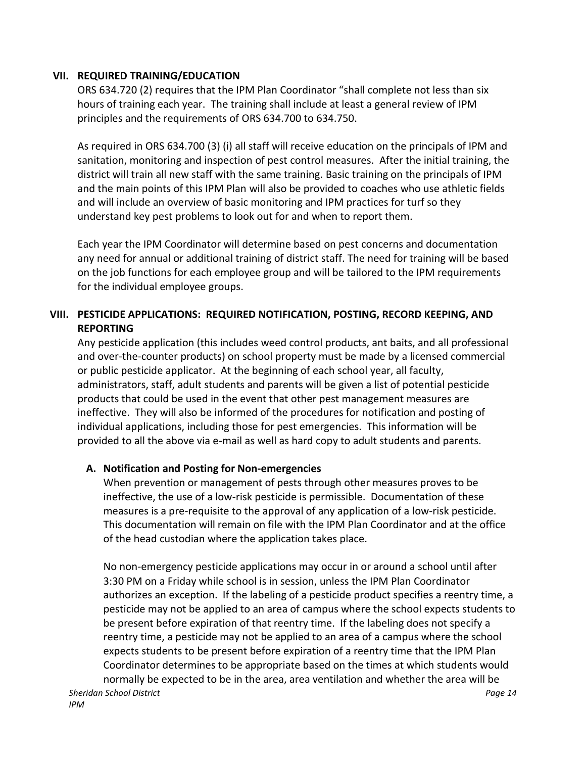## VII. REQUIRED TRAINING/EDUCATION

ORS 634.720 (2) requires that the IPM Plan Coordinator "shall complete not less than six hours of training each year. The training shall include at least a general review of IPM principles and the requirements of ORS 634.700 to 634.750.

As required in ORS 634.700 (3) (i) all staff will receive education on the principals of IPM and sanitation, monitoring and inspection of pest control measures. After the initial training, the district will train all new staff with the same training. Basic training on the principals of IPM and the main points of this IPM Plan will also be provided to coaches who use athletic fields and will include an overview of basic monitoring and IPM practices for turf so they understand key pest problems to look out for and when to report them.

Each year the IPM Coordinator will determine based on pest concerns and documentation any need for annual or additional training of district staff. The need for training will be based on the job functions for each employee group and will be tailored to the IPM requirements for the individual employee groups.

## VIII. PESTICIDE APPLICATIONS: REQUIRED NOTIFICATION, POSTING, RECORD KEEPING, AND REPORTING

Any pesticide application (this includes weed control products, ant baits, and all professional and over-the-counter products) on school property must be made by a licensed commercial or public pesticide applicator. At the beginning of each school year, all faculty, administrators, staff, adult students and parents will be given a list of potential pesticide products that could be used in the event that other pest management measures are ineffective. They will also be informed of the procedures for notification and posting of individual applications, including those for pest emergencies. This information will be provided to all the above via e-mail as well as hard copy to adult students and parents.

### A. Notification and Posting for Non-emergencies

When prevention or management of pests through other measures proves to be ineffective, the use of a low-risk pesticide is permissible. Documentation of these measures is a pre-requisite to the approval of any application of a low-risk pesticide. This documentation will remain on file with the IPM Plan Coordinator and at the office of the head custodian where the application takes place.

No non-emergency pesticide applications may occur in or around a school until after 3:30 PM on a Friday while school is in session, unless the IPM Plan Coordinator authorizes an exception. If the labeling of a pesticide product specifies a reentry time, a pesticide may not be applied to an area of campus where the school expects students to be present before expiration of that reentry time. If the labeling does not specify a reentry time, a pesticide may not be applied to an area of a campus where the school expects students to be present before expiration of a reentry time that the IPM Plan Coordinator determines to be appropriate based on the times at which students would normally be expected to be in the area, area ventilation and whether the area will be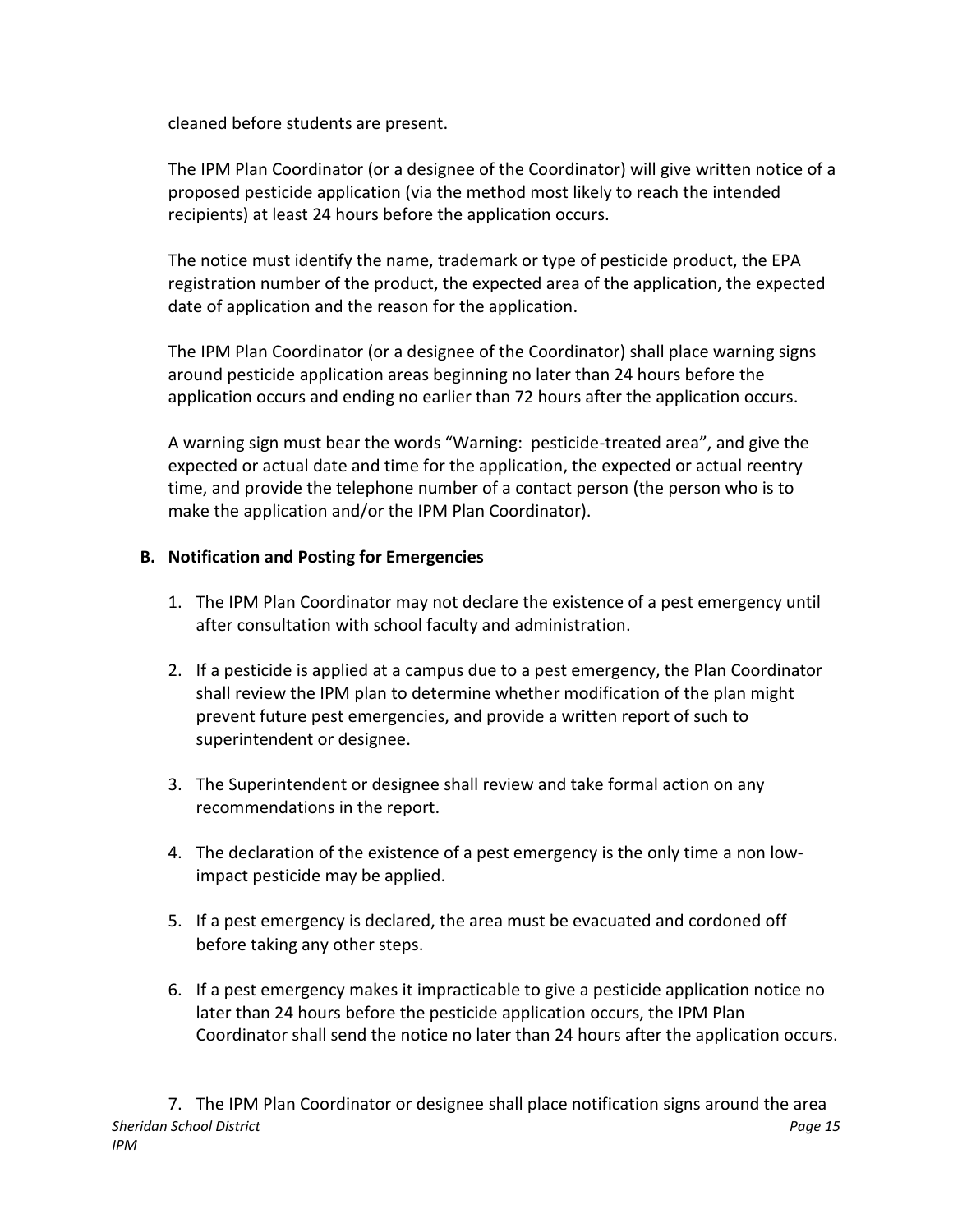cleaned before students are present.

The IPM Plan Coordinator (or a designee of the Coordinator) will give written notice of a proposed pesticide application (via the method most likely to reach the intended recipients) at least 24 hours before the application occurs.

The notice must identify the name, trademark or type of pesticide product, the EPA registration number of the product, the expected area of the application, the expected date of application and the reason for the application.

The IPM Plan Coordinator (or a designee of the Coordinator) shall place warning signs around pesticide application areas beginning no later than 24 hours before the application occurs and ending no earlier than 72 hours after the application occurs.

A warning sign must bear the words "Warning: pesticide-treated area", and give the expected or actual date and time for the application, the expected or actual reentry time, and provide the telephone number of a contact person (the person who is to make the application and/or the IPM Plan Coordinator).

**B. Notification and Posting for Emergencies**

1. The IPM Plan Coordinator may not declare the existence of a pest emergency until after consultation with school faculty and administration.
2. If a pesticide is applied at a campus due to a pest emergency, the Plan Coordinator shall review the IPM plan to determine whether modification of the plan might prevent future pest emergencies, and provide a written report of such to superintendent or designee.
3. The Superintendent or designee shall review and take formal action on any recommendations in the report.
4. The declaration of the existence of a pest emergency is the only time a non low-impact pesticide may be applied.
5. If a pest emergency is declared, the area must be evacuated and cordoned off before taking any other steps.
6. If a pest emergency makes it impracticable to give a pesticide application notice no later than 24 hours before the pesticide application occurs, the IPM Plan Coordinator shall send the notice no later than 24 hours after the application occurs.
7. The IPM Plan Coordinator or designee shall place notification signs around the area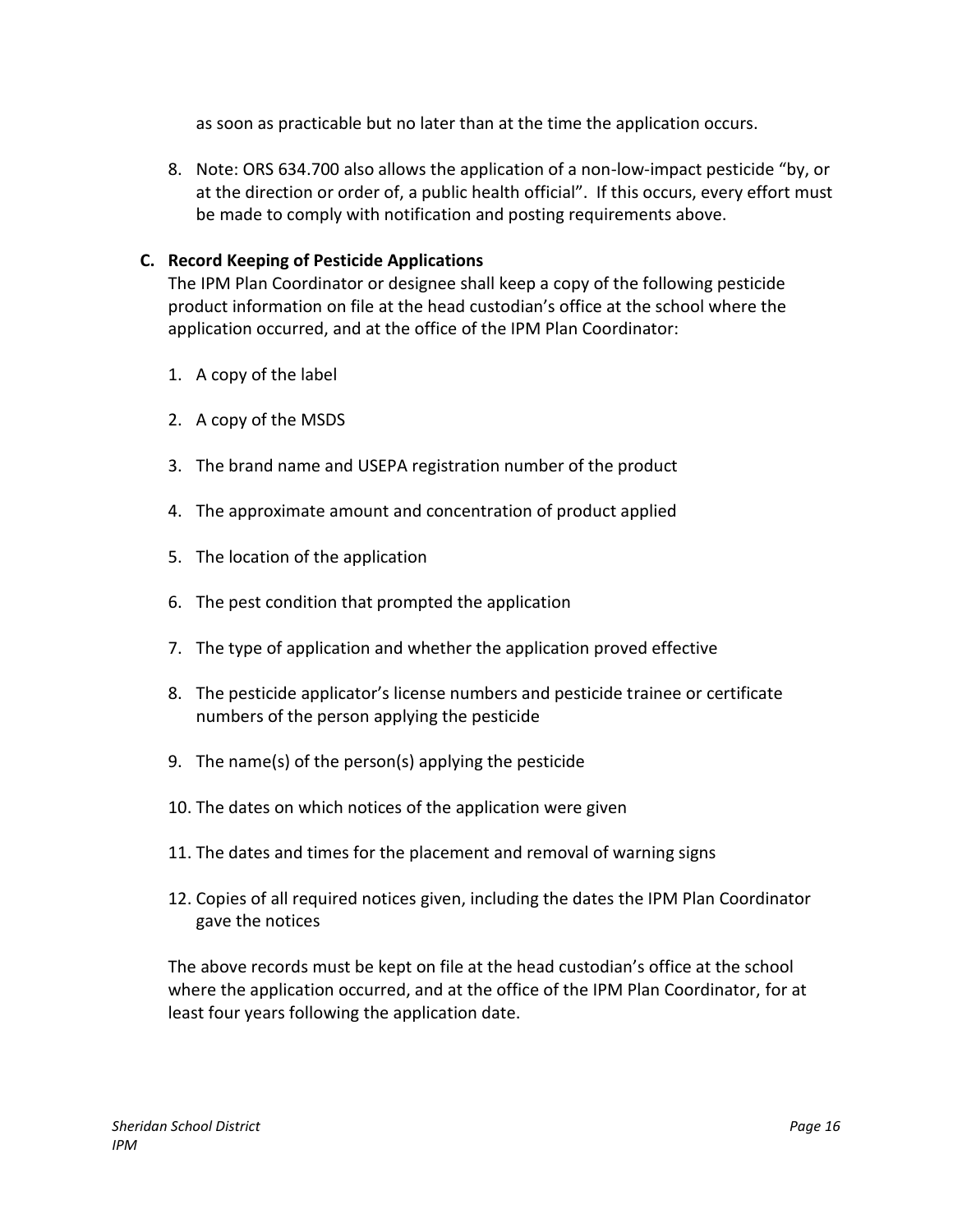as soon as practicable but no later than at the time the application occurs.

8. Note: ORS 634.700 also allows the application of a non-low-impact pesticide “by, or at the direction or order of, a public health official”. If this occurs, every effort must be made to comply with notification and posting requirements above.

**C. Record Keeping of Pesticide Applications**

The IPM Plan Coordinator or designee shall keep a copy of the following pesticide product information on file at the head custodian’s office at the school where the application occurred, and at the office of the IPM Plan Coordinator:

1. A copy of the label
2. A copy of the MSDS
3. The brand name and USEPA registration number of the product
4. The approximate amount and concentration of product applied
5. The location of the application
6. The pest condition that prompted the application
7. The type of application and whether the application proved effective
8. The pesticide applicator’s license numbers and pesticide trainee or certificate numbers of the person applying the pesticide
9. The name(s) of the person(s) applying the pesticide
10. The dates on which notices of the application were given
11. The dates and times for the placement and removal of warning signs
12. Copies of all required notices given, including the dates the IPM Plan Coordinator gave the notices

The above records must be kept on file at the head custodian’s office at the school where the application occurred, and at the office of the IPM Plan Coordinator, for at least four years following the application date.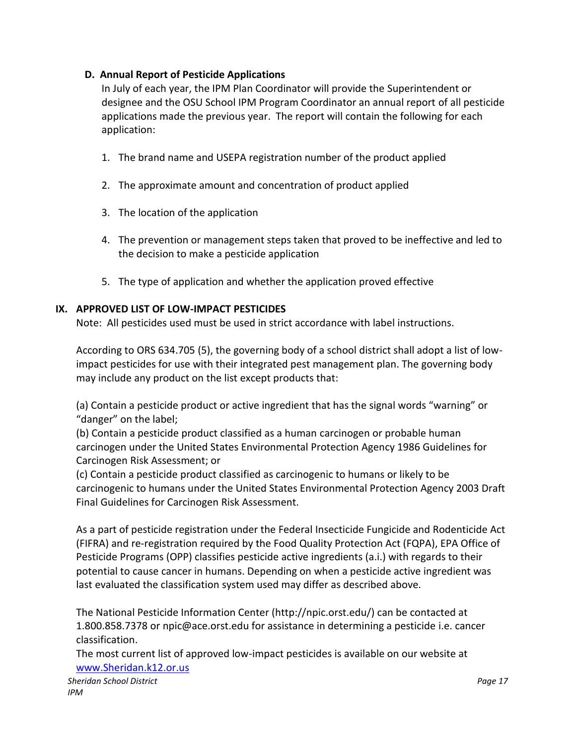### D. Annual Report of Pesticide Applications

In July of each year, the IPM Plan Coordinator will provide the Superintendent or designee and the OSU School IPM Program Coordinator an annual report of all pesticide applications made the previous year. The report will contain the following for each application:

1. The brand name and USEPA registration number of the product applied
2. The approximate amount and concentration of product applied
3. The location of the application
4. The prevention or management steps taken that proved to be ineffective and led to the decision to make a pesticide application
5. The type of application and whether the application proved effective

## IX. APPROVED LIST OF LOW-IMPACT PESTICIDES

Note: All pesticides used must be used in strict accordance with label instructions.

According to ORS 634.705 (5), the governing body of a school district shall adopt a list of low-impact pesticides for use with their integrated pest management plan. The governing body may include any product on the list except products that:

(a) Contain a pesticide product or active ingredient that has the signal words "warning" or "danger" on the label;
(b) Contain a pesticide product classified as a human carcinogen or probable human carcinogen under the United States Environmental Protection Agency 1986 Guidelines for Carcinogen Risk Assessment; or
(c) Contain a pesticide product classified as carcinogenic to humans or likely to be carcinogenic to humans under the United States Environmental Protection Agency 2003 Draft Final Guidelines for Carcinogen Risk Assessment.

As a part of pesticide registration under the Federal Insecticide Fungicide and Rodenticide Act (FIFRA) and re-registration required by the Food Quality Protection Act (FQPA), EPA Office of Pesticide Programs (OPP) classifies pesticide active ingredients (a.i.) with regards to their potential to cause cancer in humans. Depending on when a pesticide active ingredient was last evaluated the classification system used may differ as described above.

The National Pesticide Information Center (http://npic.orst.edu/) can be contacted at 1.800.858.7378 or npic@ace.orst.edu for assistance in determining a pesticide i.e. cancer classification.
The most current list of approved low-impact pesticides is available on our website at [www.Sheridan.k12.or.us](http://www.Sheridan.k12.or.us)